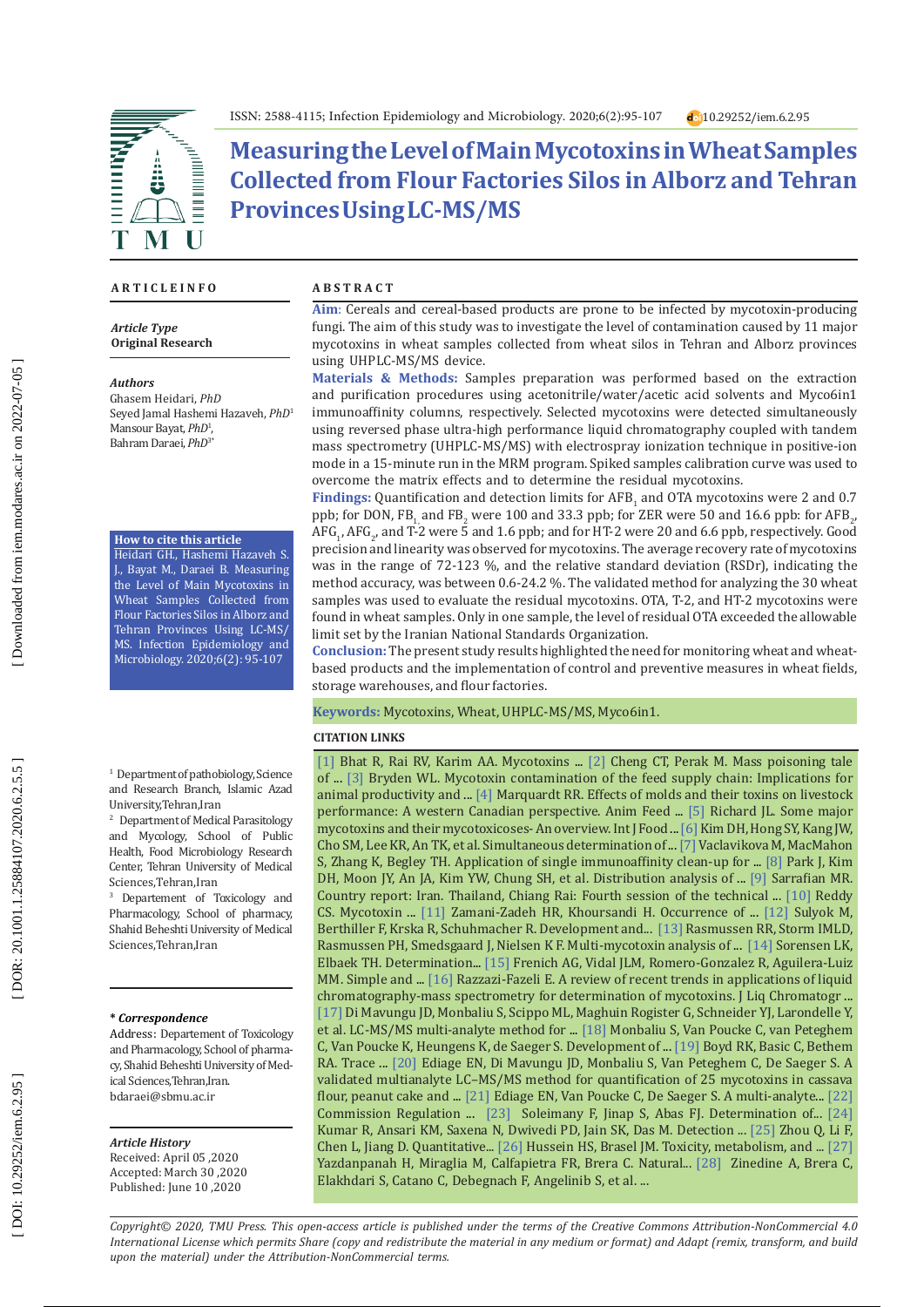ISSN: 2588-4115; Infection Epidemiology and Microbiology. 2020;6(2):95-107 10.29252/iem.6.2.95

# Measuring the Level of Main Mycotoxins in Wheat Samples Collected from Flour Factories Silos in Alborz and Tehran Provinces Using LC-MS/MS

## ARTICLE INFO

***Article Type***
**Original Research**

***Authors***
Ghasem Heidari, *PhD*
Seyed Jamal Hashemi Hazaveh, *PhD*[1]
Mansour Bayat, *PhD*[1],
Bahram Daraei, *PhD*[3*]

**How to cite this article**
Heidari GH., Hashemi Hazaveh S. J., Bayat M., Daraei B. Measuring the Level of Main Mycotoxins in Wheat Samples Collected from Flour Factories Silos in Alborz and Tehran Provinces Using LC-MS/MS. Infection Epidemiology and Microbiology. 2020;6(2): 95-107

[1] Department of pathobiology, Science and Research Branch, Islamic Azad University, Tehran, Iran
[2] Department of Medical Parasitology and Mycology, School of Public Health, Food Microbiology Research Center, Tehran University of Medical Sciences, Tehran, Iran
[3] Departement of Toxicology and Pharmacology, School of pharmacy, Shahid Beheshti University of Medical Sciences, Tehran, Iran

***\* Correspondence***
Address: Departement of Toxicology and Pharmacology, School of pharmacy, Shahid Beheshti University of Medical Sciences, Tehran, Iran.
bdaraei@sbmu.ac.ir

***Article History***
Received: April 05 ,2020
Accepted: March 30 ,2020
Published: June 10 ,2020

## ABSTRACT

**Aim**: Cereals and cereal-based products are prone to be infected by mycotoxin-producing fungi. The aim of this study was to investigate the level of contamination caused by 11 major mycotoxins in wheat samples collected from wheat silos in Tehran and Alborz provinces using UHPLC-MS/MS device.

**Materials & Methods:** Samples preparation was performed based on the extraction and purification procedures using acetonitrile/water/acetic acid solvents and Myco6in1 immunoaffinity columns, respectively. Selected mycotoxins were detected simultaneously using reversed phase ultra-high performance liquid chromatography coupled with tandem mass spectrometry (UHPLC-MS/MS) with electrospray ionization technique in positive-ion mode in a 15-minute run in the MRM program. Spiked samples calibration curve was used to overcome the matrix effects and to determine the residual mycotoxins.

**Findings:** Quantification and detection limits for $AFB_1$ and OTA mycotoxins were 2 and 0.7 ppb; for DON, $FB_1$ and $FB_2$ were 100 and 33.3 ppb; for ZER were 50 and 16.6 ppb: for $AFB_2$, $AFG_1$, $AFG_2$, and T-2 were 5 and 1.6 ppb; and for HT-2 were 20 and 6.6 ppb, respectively. Good precision and linearity was observed for mycotoxins. The average recovery rate of mycotoxins was in the range of 72-123 %, and the relative standard deviation (RSDr), indicating the method accuracy, was between 0.6-24.2 %. The validated method for analyzing the 30 wheat samples was used to evaluate the residual mycotoxins. OTA, T-2, and HT-2 mycotoxins were found in wheat samples. Only in one sample, the level of residual OTA exceeded the allowable limit set by the Iranian National Standards Organization.

**Conclusion:** The present study results highlighted the need for monitoring wheat and wheat-based products and the implementation of control and preventive measures in wheat fields, storage warehouses, and flour factories.

**Keywords:** Mycotoxins, Wheat, UHPLC-MS/MS, Myco6in1.

**CITATION LINKS**

[1] Bhat R, Rai RV, Karim AA. Mycotoxins ... [2] Cheng CT, Perak M. Mass poisoning tale of ... [3] Bryden WL. Mycotoxin contamination of the feed supply chain: Implications for animal productivity and ... [4] Marquardt RR. Effects of molds and their toxins on livestock performance: A western Canadian perspective. Anim Feed ... [5] Richard JL. Some major mycotoxins and their mycotoxicoses- An overview. Int J Food ... [6] Kim DH, Hong SY, Kang JW, Cho SM, Lee KR, An TK, et al. Simultaneous determination of ... [7] Vaclavikova M, MacMahon S, Zhang K, Begley TH. Application of single immunoaffinity clean-up for ... [8] Park J, Kim DH, Moon JY, An JA, Kim YW, Chung SH, et al. Distribution analysis of ... [9] Sarrafian MR. Country report: Iran. Thailand, Chiang Rai: Fourth session of the technical ... [10] Reddy CS. Mycotoxin ... [11] Zamani-Zadeh HR, Khoursandi H. Occurrence of ... [12] Sulyok M, Berthiller F, Krska R, Schuhmacher R. Development and... [13] Rasmussen RR, Storm IMLD, Rasmussen PH, Smedsgaard J, Nielsen K F. Multi-mycotoxin analysis of ... [14] Sorensen LK, Elbaek TH. Determination... [15] Frenich AG, Vidal JLM, Romero-Gonzalez R, Aguilera-Luiz MM. Simple and ... [16] Razzazi-Fazeli E. A review of recent trends in applications of liquid chromatography-mass spectrometry for determination of mycotoxins. J Liq Chromatogr ... [17] Di Mavungu JD, Monbaliu S, Scippo ML, Maghuin Rogister G, Schneider YJ, Larondelle Y, et al. LC-MS/MS multi-analyte method for ... [18] Monbaliu S, Van Poucke C, van Peteghem C, Van Poucke K, Heungens K, de Saeger S. Development of ... [19] Boyd RK, Basic C, Bethem RA. Trace ... [20] Ediage EN, Di Mavungu JD, Monbaliu S, Van Peteghem C, De Saeger S. A validated multianalyte LC–MS/MS method for quantification of 25 mycotoxins in cassava flour, peanut cake and ... [21] Ediage EN, Van Poucke C, De Saeger S. A multi-analyte... [22] Commission Regulation ... [23] Soleimany F, Jinap S, Abas FJ. Determination of... [24] Kumar R, Ansari KM, Saxena N, Dwivedi PD, Jain SK, Das M. Detection ... [25] Zhou Q, Li F, Chen L, Jiang D. Quantitative... [26] Hussein HS, Brasel JM. Toxicity, metabolism, and ... [27] Yazdanpanah H, Miraglia M, Calfapietra FR, Brera C. Natural... [28] Zinedine A, Brera C, Elakhdari S, Catano C, Debegnach F, Angelinib S, et al. ...

*Copyright© 2020, TMU Press. This open-access article is published under the terms of the Creative Commons Attribution-NonCommercial 4.0 International License which permits Share (copy and redistribute the material in any medium or format) and Adapt (remix, transform, and build upon the material) under the Attribution-NonCommercial terms.*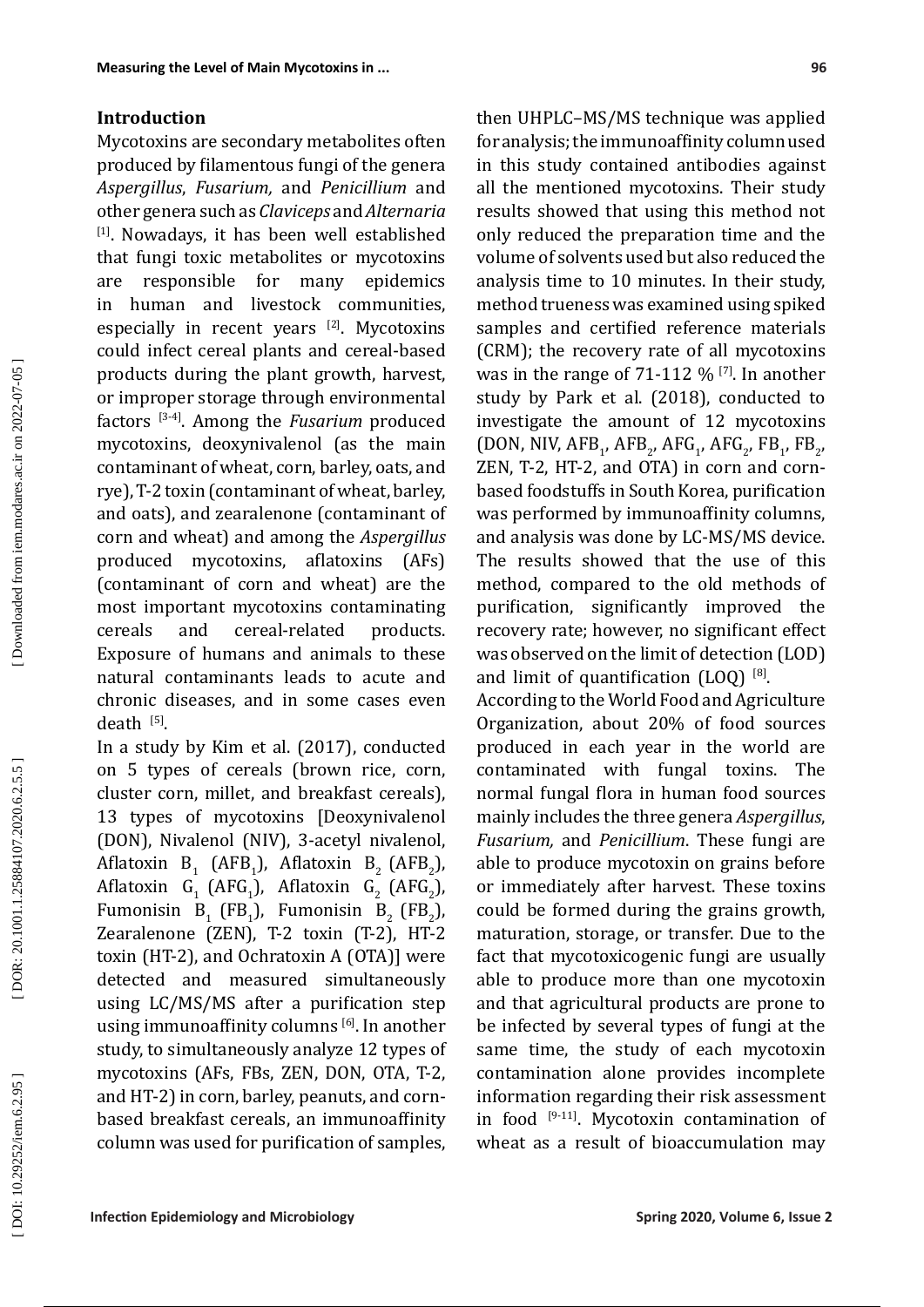## Introduction

Mycotoxins are secondary metabolites often produced by filamentous fungi of the genera *Aspergillus*, *Fusarium,* and *Penicillium* and other genera such as *Claviceps* and *Alternaria* [1]. Nowadays, it has been well established that fungi toxic metabolites or mycotoxins are responsible for many epidemics in human and livestock communities, especially in recent years [2]. Mycotoxins could infect cereal plants and cereal-based products during the plant growth, harvest, or improper storage through environmental factors [3-4]. Among the *Fusarium* produced mycotoxins, deoxynivalenol (as the main contaminant of wheat, corn, barley, oats, and rye), T-2 toxin (contaminant of wheat, barley, and oats), and zearalenone (contaminant of corn and wheat) and among the *Aspergillus* produced mycotoxins, aflatoxins (AFs) (contaminant of corn and wheat) are the most important mycotoxins contaminating cereals and cereal-related products. Exposure of humans and animals to these natural contaminants leads to acute and chronic diseases, and in some cases even death [5].

In a study by Kim et al. (2017), conducted on 5 types of cereals (brown rice, corn, cluster corn, millet, and breakfast cereals), 13 types of mycotoxins [Deoxynivalenol (DON), Nivalenol (NIV), 3-acetyl nivalenol, Aflatoxin $B_1$ ($AFB_1$), Aflatoxin $B_2$ ($AFB_2$), Aflatoxin $G_1$ ($AFG_1$), Aflatoxin $G_2$ ($AFG_2$), Fumonisin $B_1$ ($FB_1$), Fumonisin $B_2$ ($FB_2$), Zearalenone (ZEN), T-2 toxin (T-2), HT-2 toxin (HT-2), and Ochratoxin A (OTA)] were detected and measured simultaneously using LC/MS/MS after a purification step using immunoaffinity columns [6]. In another study, to simultaneously analyze 12 types of mycotoxins (AFs, FBs, ZEN, DON, OTA, T-2, and HT-2) in corn, barley, peanuts, and corn-based breakfast cereals, an immunoaffinity column was used for purification of samples, then UHPLC–MS/MS technique was applied for analysis; the immunoaffinity column used in this study contained antibodies against all the mentioned mycotoxins. Their study results showed that using this method not only reduced the preparation time and the volume of solvents used but also reduced the analysis time to 10 minutes. In their study, method trueness was examined using spiked samples and certified reference materials (CRM); the recovery rate of all mycotoxins was in the range of 71-112 % [7]. In another study by Park et al. (2018), conducted to investigate the amount of 12 mycotoxins (DON, NIV, $AFB_1$, $AFB_2$, $AFG_1$, $AFG_2$, $FB_1$, $FB_2$, ZEN, T-2, HT-2, and OTA) in corn and corn-based foodstuffs in South Korea, purification was performed by immunoaffinity columns, and analysis was done by LC-MS/MS device. The results showed that the use of this method, compared to the old methods of purification, significantly improved the recovery rate; however, no significant effect was observed on the limit of detection (LOD) and limit of quantification (LOQ) [8].

According to the World Food and Agriculture Organization, about 20% of food sources produced in each year in the world are contaminated with fungal toxins. The normal fungal flora in human food sources mainly includes the three genera *Aspergillus*, *Fusarium,* and *Penicillium*. These fungi are able to produce mycotoxin on grains before or immediately after harvest. These toxins could be formed during the grains growth, maturation, storage, or transfer. Due to the fact that mycotoxicogenic fungi are usually able to produce more than one mycotoxin and that agricultural products are prone to be infected by several types of fungi at the same time, the study of each mycotoxin contamination alone provides incomplete information regarding their risk assessment in food [9-11]. Mycotoxin contamination of wheat as a result of bioaccumulation may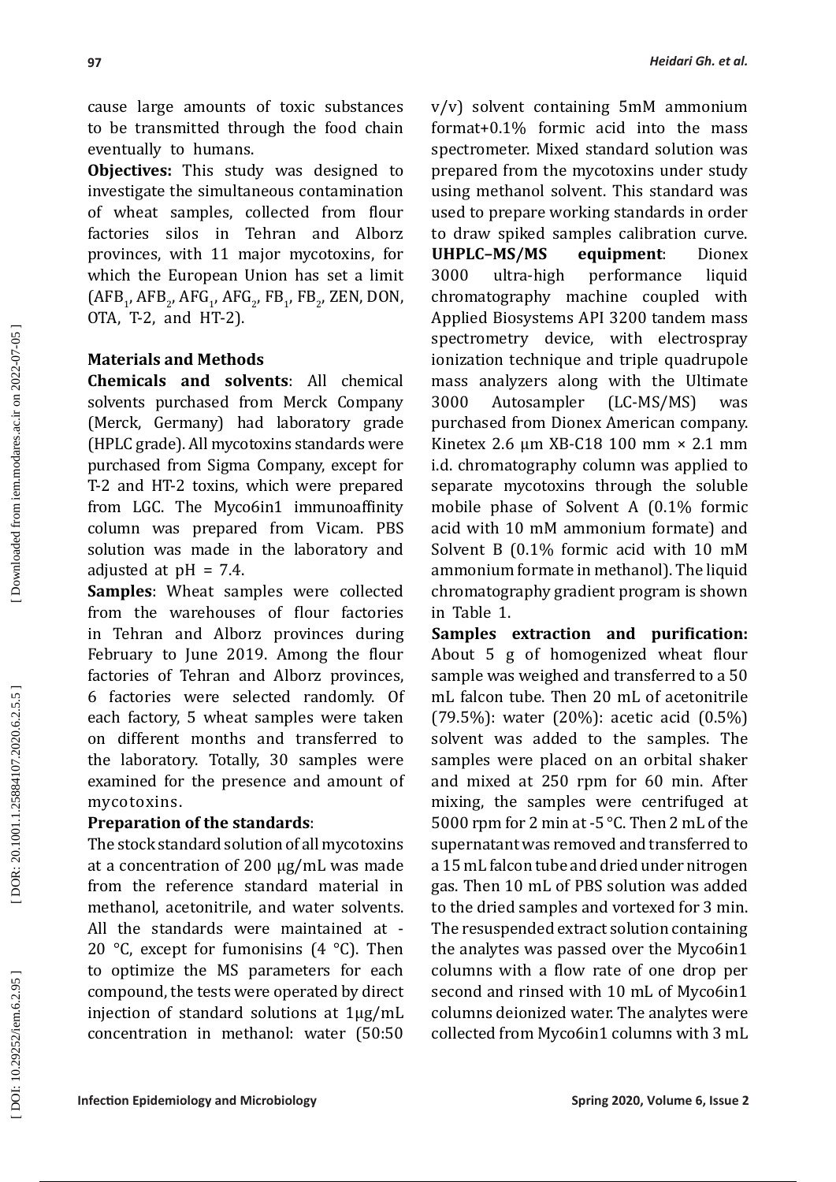cause large amounts of toxic substances to be transmitted through the food chain eventually to humans.

**Objectives:** This study was designed to investigate the simultaneous contamination of wheat samples, collected from flour factories silos in Tehran and Alborz provinces, with 11 major mycotoxins, for which the European Union has set a limit ($AFB_1$, $AFB_2$, $AFG_1$, $AFG_2$, $FB_1$, $FB_2$, ZEN, DON, OTA, T-2, and HT-2).

## Materials and Methods

**Chemicals and solvents**: All chemical solvents purchased from Merck Company (Merck, Germany) had laboratory grade (HPLC grade). All mycotoxins standards were purchased from Sigma Company, except for T-2 and HT-2 toxins, which were prepared from LGC. The Myco6in1 immunoaffinity column was prepared from Vicam. PBS solution was made in the laboratory and adjusted at pH = 7.4.

**Samples**: Wheat samples were collected from the warehouses of flour factories in Tehran and Alborz provinces during February to June 2019. Among the flour factories of Tehran and Alborz provinces, 6 factories were selected randomly. Of each factory, 5 wheat samples were taken on different months and transferred to the laboratory. Totally, 30 samples were examined for the presence and amount of mycotoxins.

**Preparation of the standards**:

The stock standard solution of all mycotoxins at a concentration of 200 µg/mL was made from the reference standard material in methanol, acetonitrile, and water solvents. All the standards were maintained at -20 °C, except for fumonisins (4 °C). Then to optimize the MS parameters for each compound, the tests were operated by direct injection of standard solutions at 1µg/mL concentration in methanol: water (50:50 v/v) solvent containing 5mM ammonium format+0.1% formic acid into the mass spectrometer. Mixed standard solution was prepared from the mycotoxins under study using methanol solvent. This standard was used to prepare working standards in order to draw spiked samples calibration curve.

**UHPLC–MS/MS equipment**: Dionex 3000 ultra-high performance liquid chromatography machine coupled with Applied Biosystems API 3200 tandem mass spectrometry device, with electrospray ionization technique and triple quadrupole mass analyzers along with the Ultimate 3000 Autosampler (LC-MS/MS) was purchased from Dionex American company. Kinetex 2.6 µm XB-C18 100 mm × 2.1 mm i.d. chromatography column was applied to separate mycotoxins through the soluble mobile phase of Solvent A (0.1% formic acid with 10 mM ammonium formate) and Solvent B (0.1% formic acid with 10 mM ammonium formate in methanol). The liquid chromatography gradient program is shown in Table 1.

**Samples extraction and purification:** About 5 g of homogenized wheat flour sample was weighed and transferred to a 50 mL falcon tube. Then 20 mL of acetonitrile (79.5%): water (20%): acetic acid (0.5%) solvent was added to the samples. The samples were placed on an orbital shaker and mixed at 250 rpm for 60 min. After mixing, the samples were centrifuged at 5000 rpm for 2 min at -5 °C. Then 2 mL of the supernatant was removed and transferred to a 15 mL falcon tube and dried under nitrogen gas. Then 10 mL of PBS solution was added to the dried samples and vortexed for 3 min. The resuspended extract solution containing the analytes was passed over the Myco6in1 columns with a flow rate of one drop per second and rinsed with 10 mL of Myco6in1 columns deionized water. The analytes were collected from Myco6in1 columns with 3 mL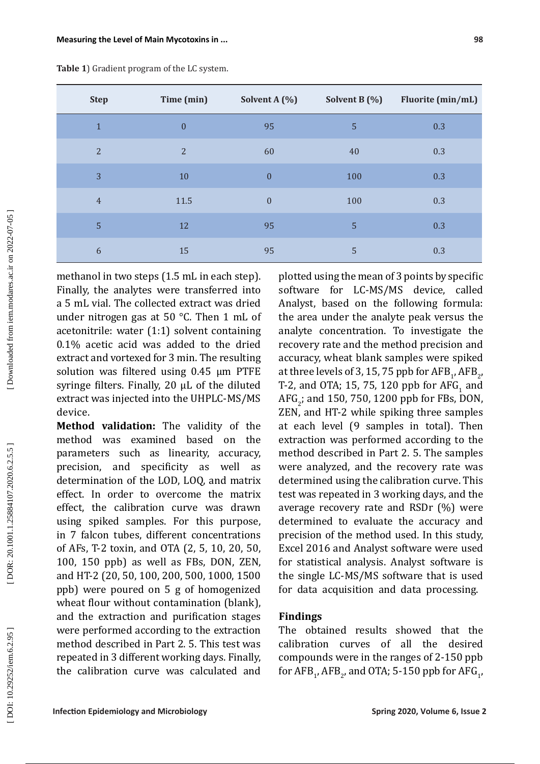**Table 1**) Gradient program of the LC system.

| Step | Time (min) | Solvent A (%) | Solvent B (%) | Fluorite (min/mL) |
|---|---|---|---|---|
| 1 | 0 | 95 | 5 | 0.3 |
| 2 | 2 | 60 | 40 | 0.3 |
| 3 | 10 | 0 | 100 | 0.3 |
| 4 | 11.5 | 0 | 100 | 0.3 |
| 5 | 12 | 95 | 5 | 0.3 |
| 6 | 15 | 95 | 5 | 0.3 |

methanol in two steps (1.5 mL in each step). Finally, the analytes were transferred into a 5 mL vial. The collected extract was dried under nitrogen gas at 50 °C. Then 1 mL of acetonitrile: water (1:1) solvent containing 0.1% acetic acid was added to the dried extract and vortexed for 3 min. The resulting solution was filtered using 0.45 µm PTFE syringe filters. Finally, 20 µL of the diluted extract was injected into the UHPLC-MS/MS device.

**Method validation:** The validity of the method was examined based on the parameters such as linearity, accuracy, precision, and specificity as well as determination of the LOD, LOQ, and matrix effect. In order to overcome the matrix effect, the calibration curve was drawn using spiked samples. For this purpose, in 7 falcon tubes, different concentrations of AFs, T-2 toxin, and OTA (2, 5, 10, 20, 50, 100, 150 ppb) as well as FBs, DON, ZEN, and HT-2 (20, 50, 100, 200, 500, 1000, 1500 ppb) were poured on 5 g of homogenized wheat flour without contamination (blank), and the extraction and purification stages were performed according to the extraction method described in Part 2. 5. This test was repeated in 3 different working days. Finally, the calibration curve was calculated and plotted using the mean of 3 points by specific software for LC-MS/MS device, called Analyst, based on the following formula: the area under the analyte peak versus the analyte concentration. To investigate the recovery rate and the method precision and accuracy, wheat blank samples were spiked at three levels of 3, 15, 75 ppb for $AFB_1$, $AFB_2$, T-2, and OTA; 15, 75, 120 ppb for $AFG_1$ and $AFG_2$; and 150, 750, 1200 ppb for FBs, DON, ZEN, and HT-2 while spiking three samples at each level (9 samples in total). Then extraction was performed according to the method described in Part 2. 5. The samples were analyzed, and the recovery rate was determined using the calibration curve. This test was repeated in 3 working days, and the average recovery rate and RSDr (%) were determined to evaluate the accuracy and precision of the method used. In this study, Excel 2016 and Analyst software were used for statistical analysis. Analyst software is the single LC-MS/MS software that is used for data acquisition and data processing.

## Findings

The obtained results showed that the calibration curves of all the desired compounds were in the ranges of 2-150 ppb for $AFB_1$, $AFB_2$, and OTA; 5-150 ppb for $AFG_1$,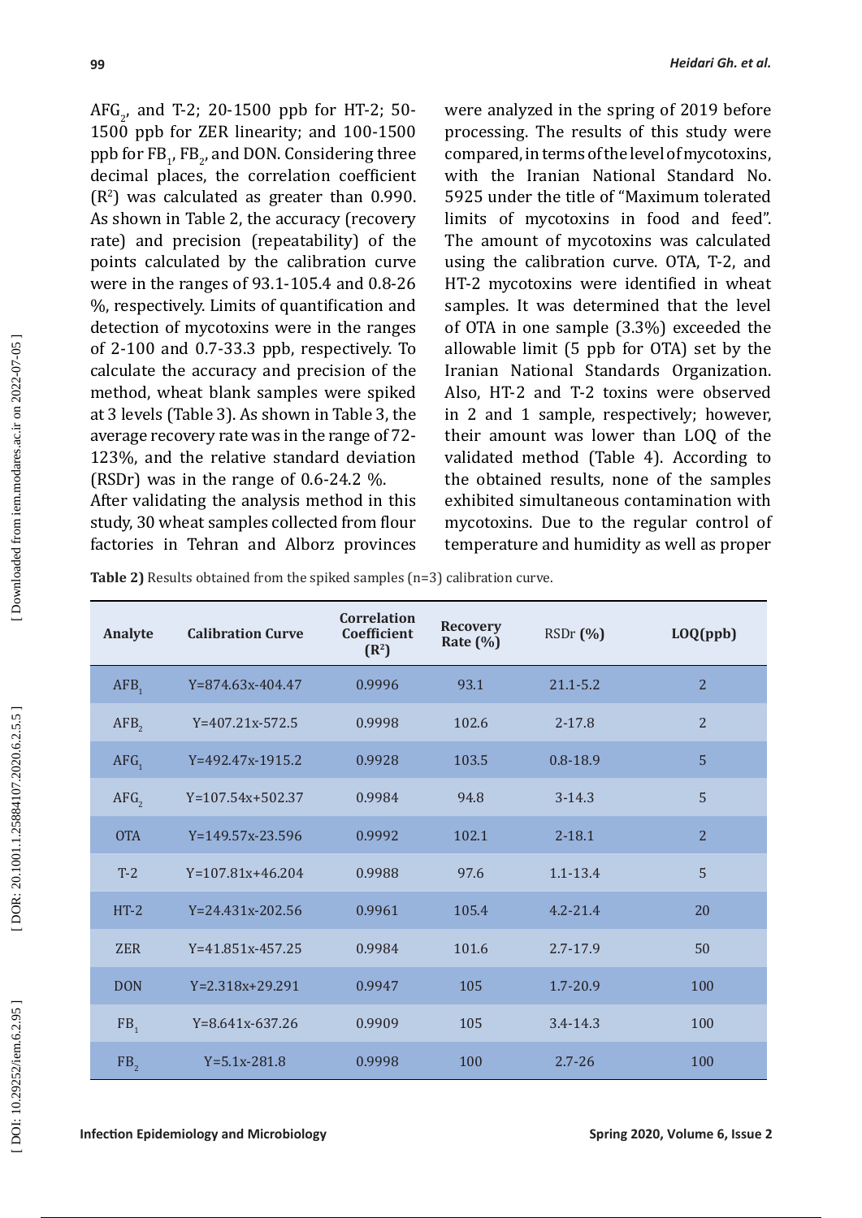$AFG_2$, and T-2; 20-1500 ppb for HT-2; 50-1500 ppb for ZER linearity; and 100-1500 ppb for $FB_1$, $FB_2$, and DON. Considering three decimal places, the correlation coefficient ($R^2$) was calculated as greater than 0.990. As shown in Table 2, the accuracy (recovery rate) and precision (repeatability) of the points calculated by the calibration curve were in the ranges of 93.1-105.4 and 0.8-26 %, respectively. Limits of quantification and detection of mycotoxins were in the ranges of 2-100 and 0.7-33.3 ppb, respectively. To calculate the accuracy and precision of the method, wheat blank samples were spiked at 3 levels (Table 3). As shown in Table 3, the average recovery rate was in the range of 72-123%, and the relative standard deviation (RSDr) was in the range of 0.6-24.2 %.

After validating the analysis method in this study, 30 wheat samples collected from flour factories in Tehran and Alborz provinces were analyzed in the spring of 2019 before processing. The results of this study were compared, in terms of the level of mycotoxins, with the Iranian National Standard No. 5925 under the title of "Maximum tolerated limits of mycotoxins in food and feed". The amount of mycotoxins was calculated using the calibration curve. OTA, T-2, and HT-2 mycotoxins were identified in wheat samples. It was determined that the level of OTA in one sample (3.3%) exceeded the allowable limit (5 ppb for OTA) set by the Iranian National Standards Organization. Also, HT-2 and T-2 toxins were observed in 2 and 1 sample, respectively; however, their amount was lower than LOQ of the validated method (Table 4). According to the obtained results, none of the samples exhibited simultaneous contamination with mycotoxins. Due to the regular control of temperature and humidity as well as proper

**Table 2)** Results obtained from the spiked samples (n=3) calibration curve.

| Analyte | Calibration Curve | Correlation Coefficient ($R^2$) | Recovery Rate (%) | RSDr (%) | LOQ(ppb) |
|---|---|---|---|---|---|
| $AFB_1$ | Y=874.63x-404.47 | 0.9996 | 93.1 | 21.1-5.2 | 2 |
| $AFB_2$ | Y=407.21x-572.5 | 0.9998 | 102.6 | 2-17.8 | 2 |
| $AFG_1$ | Y=492.47x-1915.2 | 0.9928 | 103.5 | 0.8-18.9 | 5 |
| $AFG_2$ | Y=107.54x+502.37 | 0.9984 | 94.8 | 3-14.3 | 5 |
| OTA | Y=149.57x-23.596 | 0.9992 | 102.1 | 2-18.1 | 2 |
| T-2 | Y=107.81x+46.204 | 0.9988 | 97.6 | 1.1-13.4 | 5 |
| HT-2 | Y=24.431x-202.56 | 0.9961 | 105.4 | 4.2-21.4 | 20 |
| ZER | Y=41.851x-457.25 | 0.9984 | 101.6 | 2.7-17.9 | 50 |
| DON | Y=2.318x+29.291 | 0.9947 | 105 | 1.7-20.9 | 100 |
| $FB_1$ | Y=8.641x-637.26 | 0.9909 | 105 | 3.4-14.3 | 100 |
| $FB_2$ | Y=5.1x-281.8 | 0.9998 | 100 | 2.7-26 | 100 |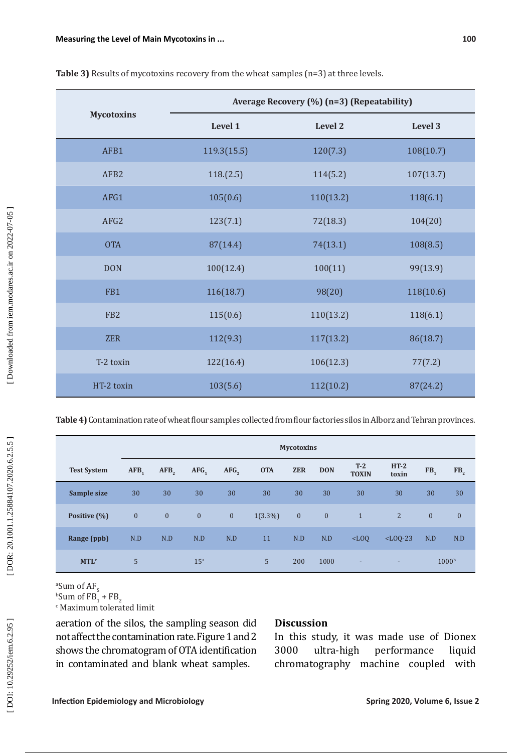**Table 3)** Results of mycotoxins recovery from the wheat samples (n=3) at three levels.

| Mycotoxins | Average Recovery (%) (n=3) (Repeatability) | | |
|---|---|---|---|
| | Level 1 | Level 2 | Level 3 |
| AFB1 | 119.3(15.5) | 120(7.3) | 108(10.7) |
| AFB2 | 118.(2.5) | 114(5.2) | 107(13.7) |
| AFG1 | 105(0.6) | 110(13.2) | 118(6.1) |
| AFG2 | 123(7.1) | 72(18.3) | 104(20) |
| OTA | 87(14.4) | 74(13.1) | 108(8.5) |
| DON | 100(12.4) | 100(11) | 99(13.9) |
| FB1 | 116(18.7) | 98(20) | 118(10.6) |
| FB2 | 115(0.6) | 110(13.2) | 118(6.1) |
| ZER | 112(9.3) | 117(13.2) | 86(18.7) |
| T-2 toxin | 122(16.4) | 106(12.3) | 77(7.2) |
| HT-2 toxin | 103(5.6) | 112(10.2) | 87(24.2) |

**Table 4)** Contamination rate of wheat flour samples collected from flour factories silos in Alborz and Tehran provinces.

| Test System | Mycotoxins | | | | | | | | | | |
|---|---|---|---|---|---|---|---|---|---|---|---|
| | $AFB_1$ | $AFB_2$ | $AFG_1$ | $AFG_2$ | OTA | ZER | DON | T-2 TOXIN | HT-2 toxin | $FB_1$ | $FB_2$ |
| Sample size | 30 | 30 | 30 | 30 | 30 | 30 | 30 | 30 | 30 | 30 | 30 |
| Positive (%) | 0 | 0 | 0 | 0 | 1(3.3%) | 0 | 0 | 1 | 2 | 0 | 0 |
| Range (ppb) | N.D | N.D | N.D | N.D | 11 | N.D | N.D | <LOQ | <LOQ-23 | N.D | N.D |
| MTL[c] | 5 | | 15[a] | | 5 | 200 | 1000 | - | - | 1000[b] | |

[a]Sum of $AF_S$
[b]Sum of $FB_1$ + $FB_2$
[c] Maximum tolerated limit

aeration of the silos, the sampling season did not affect the contamination rate. Figure 1 and 2 shows the chromatogram of OTA identification in contaminated and blank wheat samples.

## Discussion

In this study, it was made use of Dionex 3000 ultra-high performance liquid chromatography machine coupled with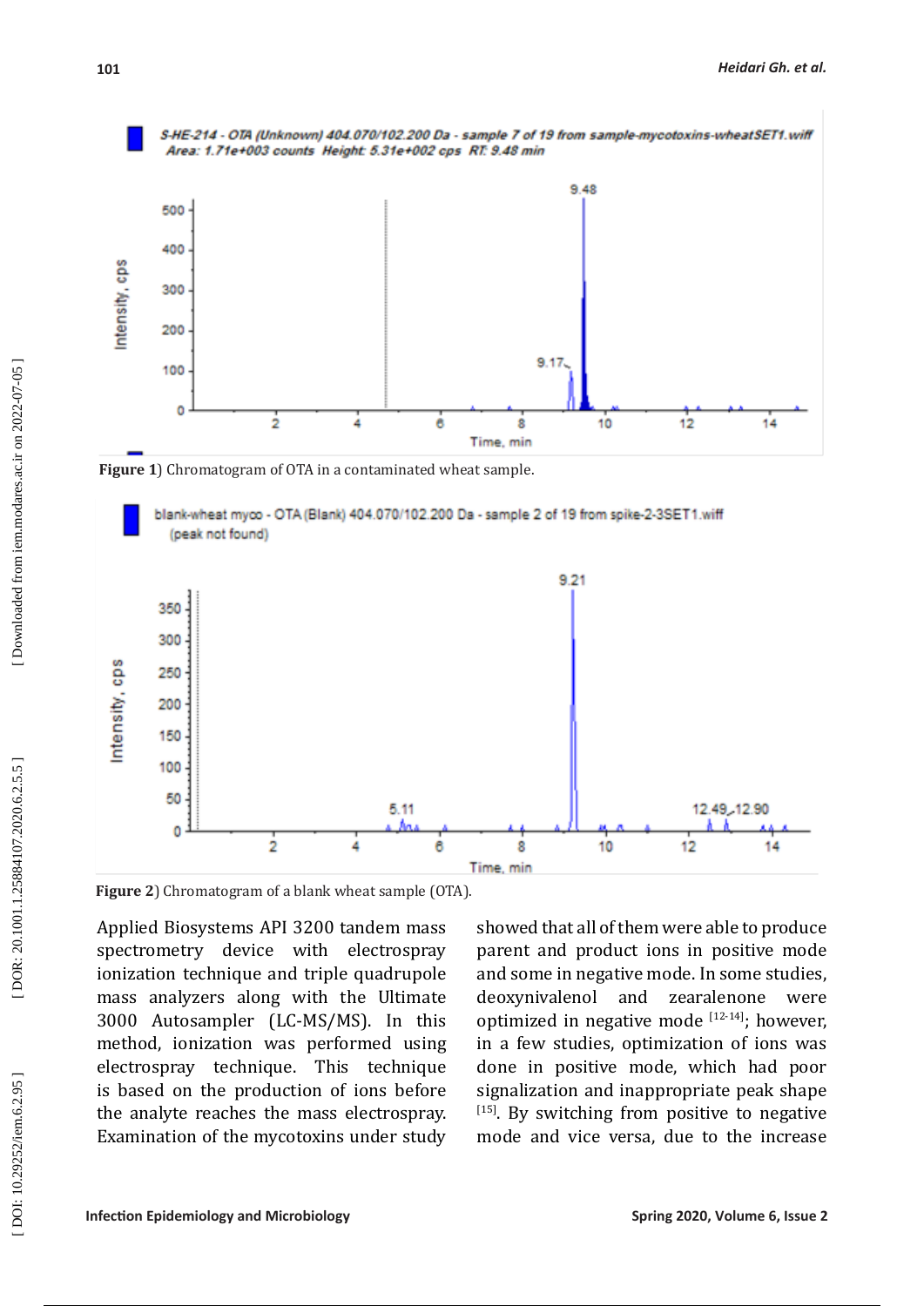Figure 1) Chromatogram of OTA in a contaminated wheat sample.

Figure 2) Chromatogram of a blank wheat sample (OTA).

Applied Biosystems API 3200 tandem mass spectrometry device with electrospray ionization technique and triple quadrupole mass analyzers along with the Ultimate 3000 Autosampler (LC-MS/MS). In this method, ionization was performed using electrospray technique. This technique is based on the production of ions before the analyte reaches the mass electrospray. Examination of the mycotoxins under study showed that all of them were able to produce parent and product ions in positive mode and some in negative mode. In some studies, deoxynivalenol and zearalenone were optimized in negative mode [12-14]; however, in a few studies, optimization of ions was done in positive mode, which had poor signalization and inappropriate peak shape [15]. By switching from positive to negative mode and vice versa, due to the increase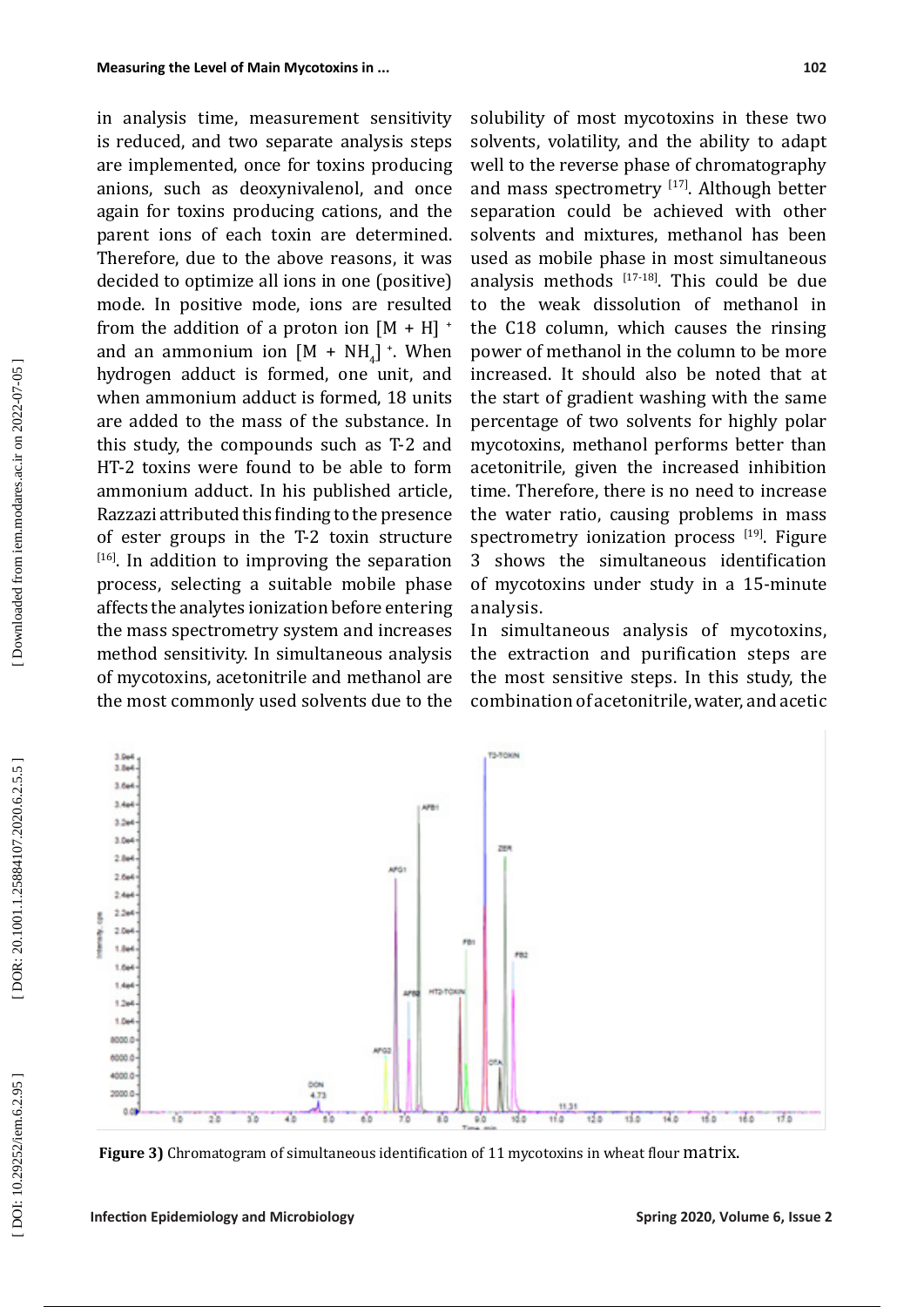in analysis time, measurement sensitivity is reduced, and two separate analysis steps are implemented, once for toxins producing anions, such as deoxynivalenol, and once again for toxins producing cations, and the parent ions of each toxin are determined. Therefore, due to the above reasons, it was decided to optimize all ions in one (positive) mode. In positive mode, ions are resulted from the addition of a proton ion $[M + H]^+$ and an ammonium ion $[M + NH_4]^+$. When hydrogen adduct is formed, one unit, and when ammonium adduct is formed, 18 units are added to the mass of the substance. In this study, the compounds such as T-2 and HT-2 toxins were found to be able to form ammonium adduct. In his published article, Razzazi attributed this finding to the presence of ester groups in the T-2 toxin structure [16]. In addition to improving the separation process, selecting a suitable mobile phase affects the analytes ionization before entering the mass spectrometry system and increases method sensitivity. In simultaneous analysis of mycotoxins, acetonitrile and methanol are the most commonly used solvents due to the solubility of most mycotoxins in these two solvents, volatility, and the ability to adapt well to the reverse phase of chromatography and mass spectrometry [17]. Although better separation could be achieved with other solvents and mixtures, methanol has been used as mobile phase in most simultaneous analysis methods [17-18]. This could be due to the weak dissolution of methanol in the C18 column, which causes the rinsing power of methanol in the column to be more increased. It should also be noted that at the start of gradient washing with the same percentage of two solvents for highly polar mycotoxins, methanol performs better than acetonitrile, given the increased inhibition time. Therefore, there is no need to increase the water ratio, causing problems in mass spectrometry ionization process [19]. Figure 3 shows the simultaneous identification of mycotoxins under study in a 15-minute analysis.

In simultaneous analysis of mycotoxins, the extraction and purification steps are the most sensitive steps. In this study, the combination of acetonitrile, water, and acetic

**Figure 3)** Chromatogram of simultaneous identification of 11 mycotoxins in wheat flour matrix.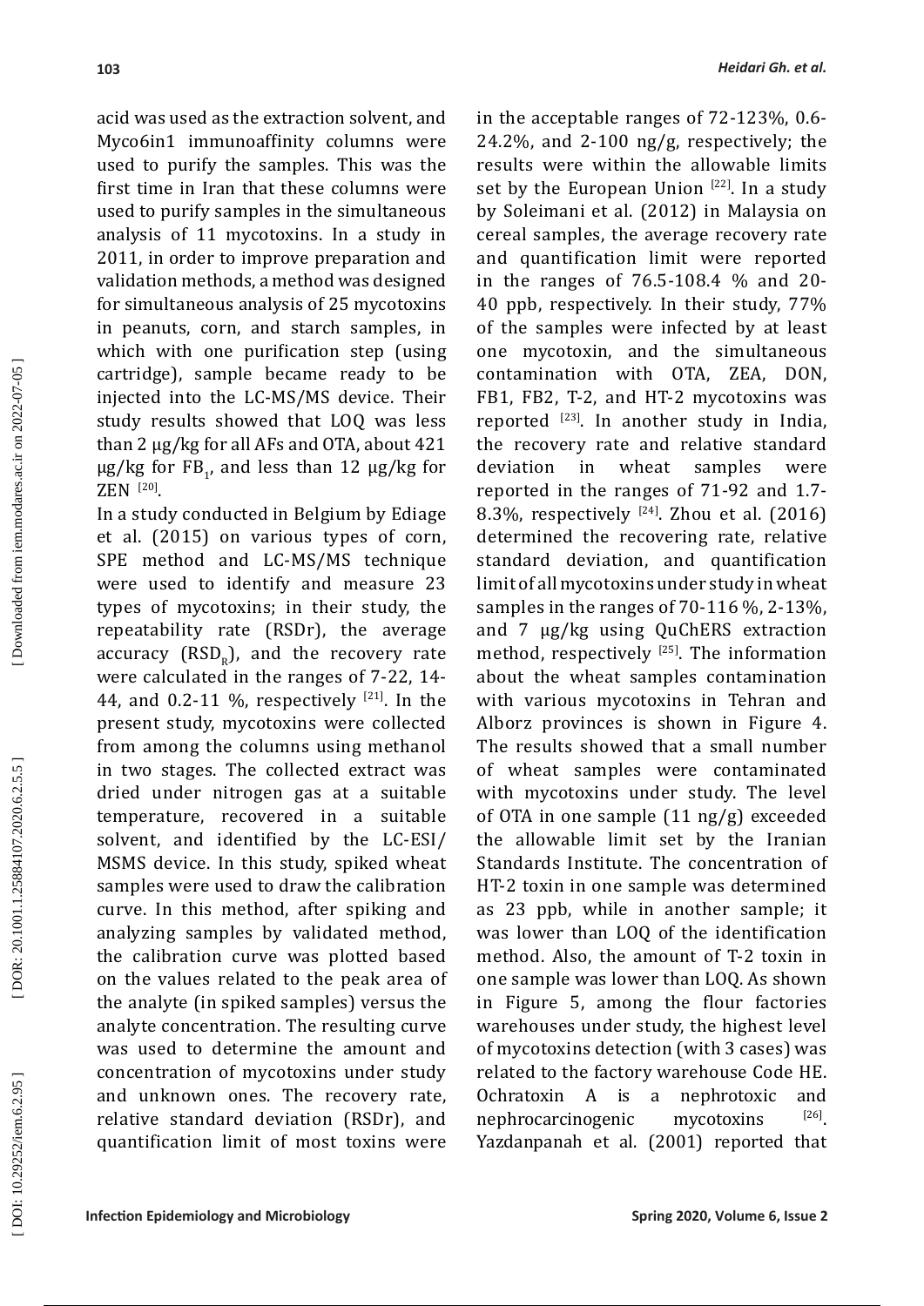acid was used as the extraction solvent, and Myco6in1 immunoaffinity columns were used to purify the samples. This was the first time in Iran that these columns were used to purify samples in the simultaneous analysis of 11 mycotoxins. In a study in 2011, in order to improve preparation and validation methods, a method was designed for simultaneous analysis of 25 mycotoxins in peanuts, corn, and starch samples, in which with one purification step (using cartridge), sample became ready to be injected into the LC-MS/MS device. Their study results showed that LOQ was less than 2 μg/kg for all AFs and OTA, about 421 μg/kg for $FB_1$, and less than 12 μg/kg for ZEN [20].

In a study conducted in Belgium by Ediage et al. (2015) on various types of corn, SPE method and LC-MS/MS technique were used to identify and measure 23 types of mycotoxins; in their study, the repeatability rate (RSDr), the average accuracy ($RSD_R$), and the recovery rate were calculated in the ranges of 7-22, 14-44, and 0.2-11 %, respectively [21]. In the present study, mycotoxins were collected from among the columns using methanol in two stages. The collected extract was dried under nitrogen gas at a suitable temperature, recovered in a suitable solvent, and identified by the LC-ESI/MSMS device. In this study, spiked wheat samples were used to draw the calibration curve. In this method, after spiking and analyzing samples by validated method, the calibration curve was plotted based on the values related to the peak area of the analyte (in spiked samples) versus the analyte concentration. The resulting curve was used to determine the amount and concentration of mycotoxins under study and unknown ones. The recovery rate, relative standard deviation (RSDr), and quantification limit of most toxins were in the acceptable ranges of 72-123%, 0.6-24.2%, and 2-100 ng/g, respectively; the results were within the allowable limits set by the European Union [22]. In a study by Soleimani et al. (2012) in Malaysia on cereal samples, the average recovery rate and quantification limit were reported in the ranges of 76.5-108.4 % and 20-40 ppb, respectively. In their study, 77% of the samples were infected by at least one mycotoxin, and the simultaneous contamination with OTA, ZEA, DON, FB1, FB2, T-2, and HT-2 mycotoxins was reported [23]. In another study in India, the recovery rate and relative standard deviation in wheat samples were reported in the ranges of 71-92 and 1.7-8.3%, respectively [24]. Zhou et al. (2016) determined the recovering rate, relative standard deviation, and quantification limit of all mycotoxins under study in wheat samples in the ranges of 70-116 %, 2-13%, and 7 μg/kg using QuChERS extraction method, respectively [25]. The information about the wheat samples contamination with various mycotoxins in Tehran and Alborz provinces is shown in Figure 4. The results showed that a small number of wheat samples were contaminated with mycotoxins under study. The level of OTA in one sample (11 ng/g) exceeded the allowable limit set by the Iranian Standards Institute. The concentration of HT-2 toxin in one sample was determined as 23 ppb, while in another sample; it was lower than LOQ of the identification method. Also, the amount of T-2 toxin in one sample was lower than LOQ. As shown in Figure 5, among the flour factories warehouses under study, the highest level of mycotoxins detection (with 3 cases) was related to the factory warehouse Code HE. Ochratoxin A is a nephrotoxic and nephrocarcinogenic mycotoxins [26]. Yazdanpanah et al. (2001) reported that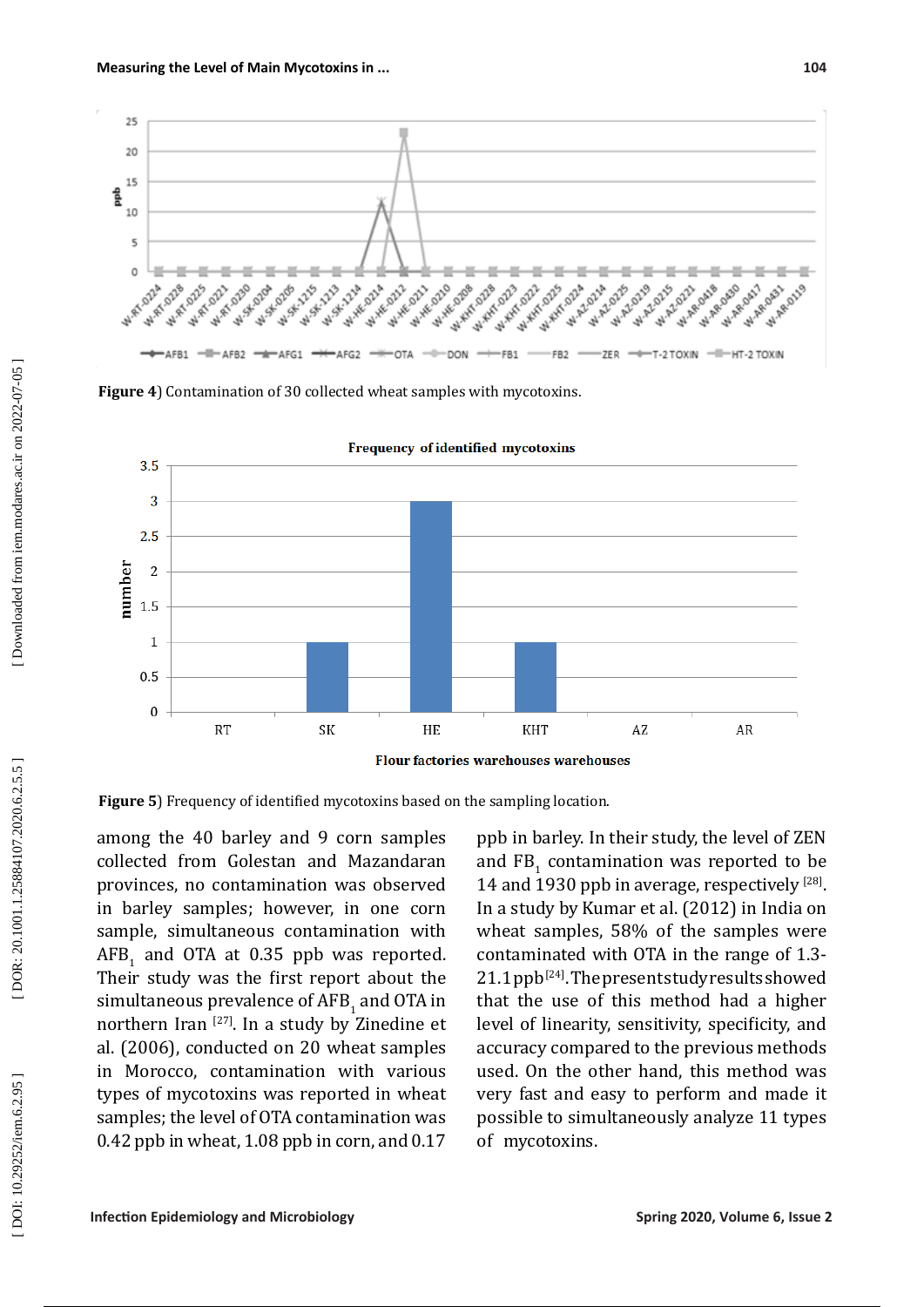**Figure 4**) Contamination of 30 collected wheat samples with mycotoxins.

**Figure 5**) Frequency of identified mycotoxins based on the sampling location.

among the 40 barley and 9 corn samples collected from Golestan and Mazandaran provinces, no contamination was observed in barley samples; however, in one corn sample, simultaneous contamination with $AFB_1$ and OTA at 0.35 ppb was reported. Their study was the first report about the simultaneous prevalence of $AFB_1$ and OTA in northern Iran [27]. In a study by Zinedine et al. (2006), conducted on 20 wheat samples in Morocco, contamination with various types of mycotoxins was reported in wheat samples; the level of OTA contamination was 0.42 ppb in wheat, 1.08 ppb in corn, and 0.17 ppb in barley. In their study, the level of ZEN and $FB_1$ contamination was reported to be 14 and 1930 ppb in average, respectively [28]. In a study by Kumar et al. (2012) in India on wheat samples, 58% of the samples were contaminated with OTA in the range of 1.3-21.1 ppb [24]. The present study results showed that the use of this method had a higher level of linearity, sensitivity, specificity, and accuracy compared to the previous methods used. On the other hand, this method was very fast and easy to perform and made it possible to simultaneously analyze 11 types of mycotoxins.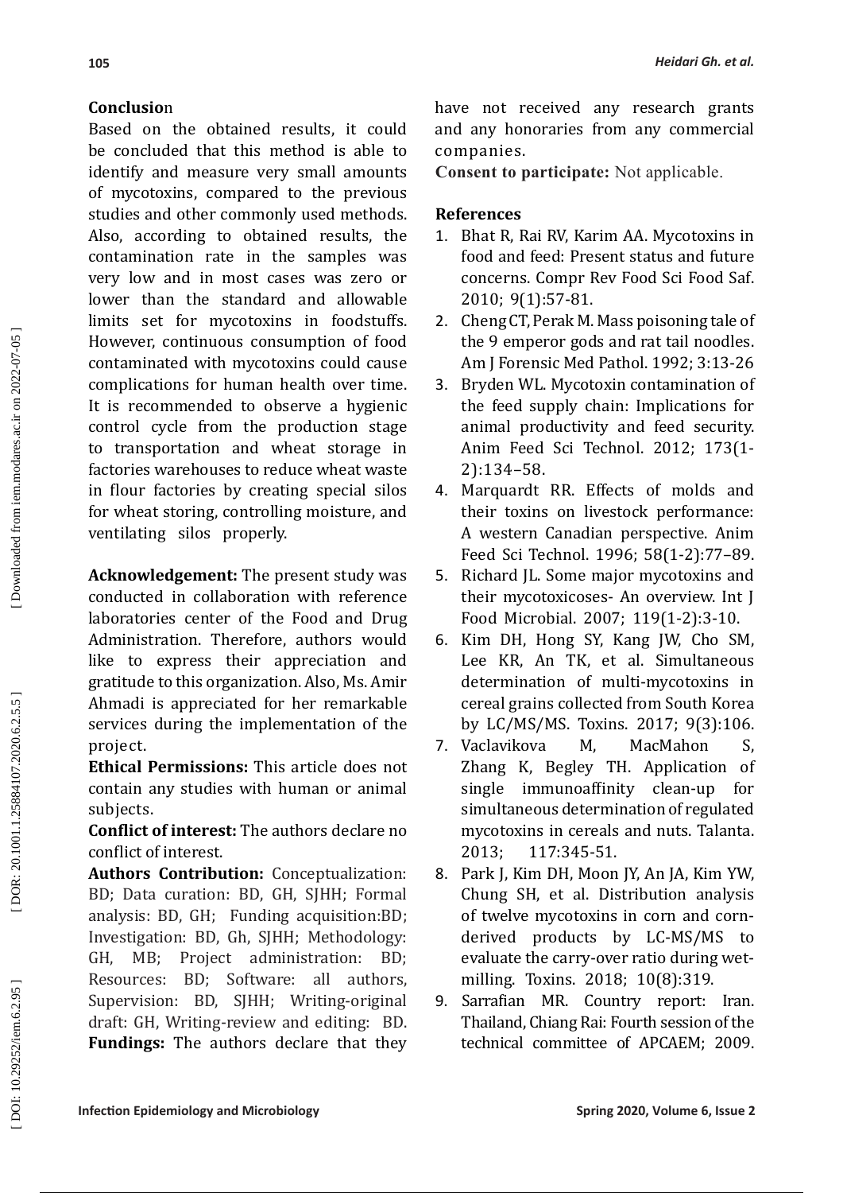## Conclusion

Based on the obtained results, it could be concluded that this method is able to identify and measure very small amounts of mycotoxins, compared to the previous studies and other commonly used methods. Also, according to obtained results, the contamination rate in the samples was very low and in most cases was zero or lower than the standard and allowable limits set for mycotoxins in foodstuffs. However, continuous consumption of food contaminated with mycotoxins could cause complications for human health over time. It is recommended to observe a hygienic control cycle from the production stage to transportation and wheat storage in factories warehouses to reduce wheat waste in flour factories by creating special silos for wheat storing, controlling moisture, and ventilating silos properly.

**Acknowledgement:** The present study was conducted in collaboration with reference laboratories center of the Food and Drug Administration. Therefore, authors would like to express their appreciation and gratitude to this organization. Also, Ms. Amir Ahmadi is appreciated for her remarkable services during the implementation of the project.

**Ethical Permissions:** This article does not contain any studies with human or animal subjects.

**Conflict of interest:** The authors declare no conflict of interest.

**Authors Contribution:** Conceptualization: BD; Data curation: BD, GH, SJHH; Formal analysis: BD, GH; Funding acquisition:BD; Investigation: BD, Gh, SJHH; Methodology: GH, MB; Project administration: BD; Resources: BD; Software: all authors, Supervision: BD, SJHH; Writing-original draft: GH, Writing-review and editing: BD.

**Fundings:** The authors declare that they have not received any research grants and any honoraries from any commercial companies.

**Consent to participate:** Not applicable.

## References

1. Bhat R, Rai RV, Karim AA. Mycotoxins in food and feed: Present status and future concerns. Compr Rev Food Sci Food Saf. 2010; 9(1):57-81.
2. Cheng CT, Perak M. Mass poisoning tale of the 9 emperor gods and rat tail noodles. Am J Forensic Med Pathol. 1992; 3:13-26
3. Bryden WL. Mycotoxin contamination of the feed supply chain: Implications for animal productivity and feed security. Anim Feed Sci Technol. 2012; 173(1-2):134–58.
4. Marquardt RR. Effects of molds and their toxins on livestock performance: A western Canadian perspective. Anim Feed Sci Technol. 1996; 58(1-2):77–89.
5. Richard JL. Some major mycotoxins and their mycotoxicoses- An overview. Int J Food Microbial. 2007; 119(1-2):3-10.
6. Kim DH, Hong SY, Kang JW, Cho SM, Lee KR, An TK, et al. Simultaneous determination of multi-mycotoxins in cereal grains collected from South Korea by LC/MS/MS. Toxins. 2017; 9(3):106.
7. Vaclavikova M, MacMahon S, Zhang K, Begley TH. Application of single immunoaffinity clean-up for simultaneous determination of regulated mycotoxins in cereals and nuts. Talanta. 2013; 117:345-51.
8. Park J, Kim DH, Moon JY, An JA, Kim YW, Chung SH, et al. Distribution analysis of twelve mycotoxins in corn and corn-derived products by LC-MS/MS to evaluate the carry-over ratio during wet-milling. Toxins. 2018; 10(8):319.
9. Sarrafian MR. Country report: Iran. Thailand, Chiang Rai: Fourth session of the technical committee of APCAEM; 2009.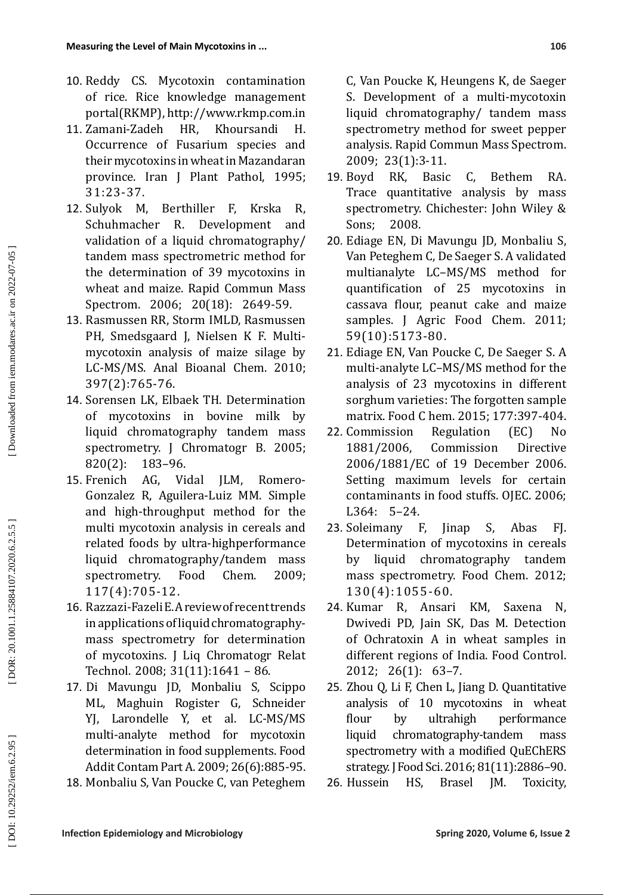10. Reddy CS. Mycotoxin contamination of rice. Rice knowledge management portal(RKMP), http://www.rkmp.com.in
11. Zamani-Zadeh HR, Khoursandi H. Occurrence of Fusarium species and their mycotoxins in wheat in Mazandaran province. Iran J Plant Pathol, 1995; 31:23-37.
12. Sulyok M, Berthiller F, Krska R, Schuhmacher R. Development and validation of a liquid chromatography/ tandem mass spectrometric method for the determination of 39 mycotoxins in wheat and maize. Rapid Commun Mass Spectrom. 2006; 20(18): 2649-59.
13. Rasmussen RR, Storm IMLD, Rasmussen PH, Smedsgaard J, Nielsen K F. Multi-mycotoxin analysis of maize silage by LC-MS/MS. Anal Bioanal Chem. 2010; 397(2):765-76.
14. Sorensen LK, Elbaek TH. Determination of mycotoxins in bovine milk by liquid chromatography tandem mass spectrometry. J Chromatogr B. 2005; 820(2): 183–96.
15. Frenich AG, Vidal JLM, Romero-Gonzalez R, Aguilera-Luiz MM. Simple and high-throughput method for the multi mycotoxin analysis in cereals and related foods by ultra-highperformance liquid chromatography/tandem mass spectrometry. Food Chem. 2009; 117(4):705-12.
16. Razzazi-Fazeli E. A review of recent trends in applications of liquid chromatography-mass spectrometry for determination of mycotoxins. J Liq Chromatogr Relat Technol. 2008; 31(11):1641 – 86.
17. Di Mavungu JD, Monbaliu S, Scippo ML, Maghuin Rogister G, Schneider YJ, Larondelle Y, et al. LC-MS/MS multi-analyte method for mycotoxin determination in food supplements. Food Addit Contam Part A. 2009; 26(6):885-95.
18. Monbaliu S, Van Poucke C, van Peteghem C, Van Poucke K, Heungens K, de Saeger S. Development of a multi-mycotoxin liquid chromatography/ tandem mass spectrometry method for sweet pepper analysis. Rapid Commun Mass Spectrom. 2009; 23(1):3-11.
19. Boyd RK, Basic C, Bethem RA. Trace quantitative analysis by mass spectrometry. Chichester: John Wiley & Sons; 2008.
20. Ediage EN, Di Mavungu JD, Monbaliu S, Van Peteghem C, De Saeger S. A validated multianalyte LC–MS/MS method for quantification of 25 mycotoxins in cassava flour, peanut cake and maize samples. J Agric Food Chem. 2011; 59(10):5173-80.
21. Ediage EN, Van Poucke C, De Saeger S. A multi-analyte LC–MS/MS method for the analysis of 23 mycotoxins in different sorghum varieties: The forgotten sample matrix. Food C hem. 2015; 177:397-404.
22. Commission Regulation (EC) No 1881/2006, Commission Directive 2006/1881/EC of 19 December 2006. Setting maximum levels for certain contaminants in food stuffs. OJEC. 2006; L364: 5–24.
23. Soleimany F, Jinap S, Abas FJ. Determination of mycotoxins in cereals by liquid chromatography tandem mass spectrometry. Food Chem. 2012; 130(4):1055-60.
24. Kumar R, Ansari KM, Saxena N, Dwivedi PD, Jain SK, Das M. Detection of Ochratoxin A in wheat samples in different regions of India. Food Control. 2012; 26(1): 63–7.
25. Zhou Q, Li F, Chen L, Jiang D. Quantitative analysis of 10 mycotoxins in wheat flour by ultrahigh performance liquid chromatography-tandem mass spectrometry with a modified QuEChERS strategy. J Food Sci. 2016; 81(11):2886–90.
26. Hussein HS, Brasel JM. Toxicity,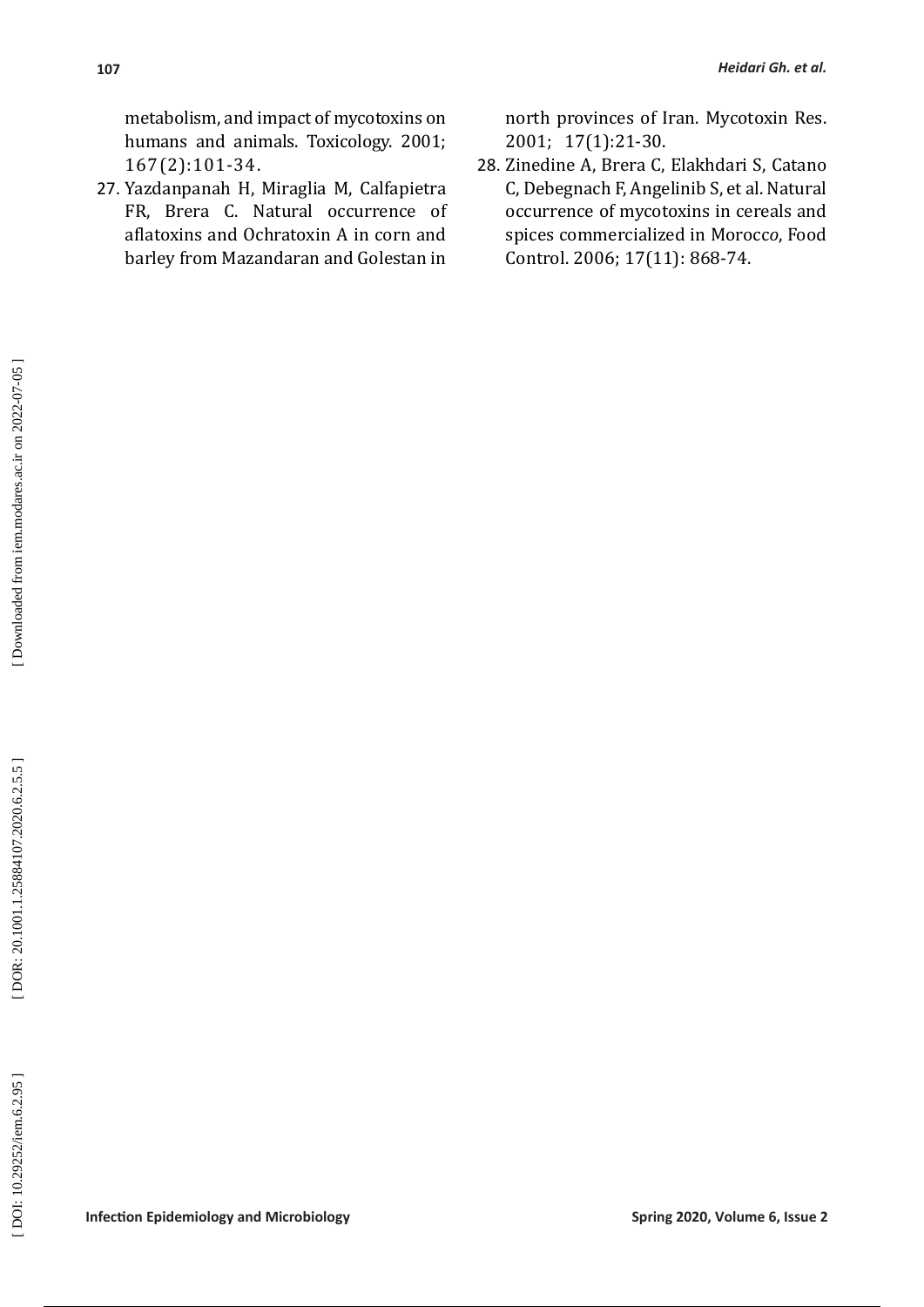metabolism, and impact of mycotoxins on humans and animals. Toxicology. 2001; 167(2):101-34.

27. Yazdanpanah H, Miraglia M, Calfapietra FR, Brera C. Natural occurrence of aflatoxins and Ochratoxin A in corn and barley from Mazandaran and Golestan in north provinces of Iran. Mycotoxin Res. 2001; 17(1):21-30.
28. Zinedine A, Brera C, Elakhdari S, Catano C, Debegnach F, Angelinib S, et al. Natural occurrence of mycotoxins in cereals and spices commercialized in Morocco, Food Control. 2006; 17(11): 868-74.